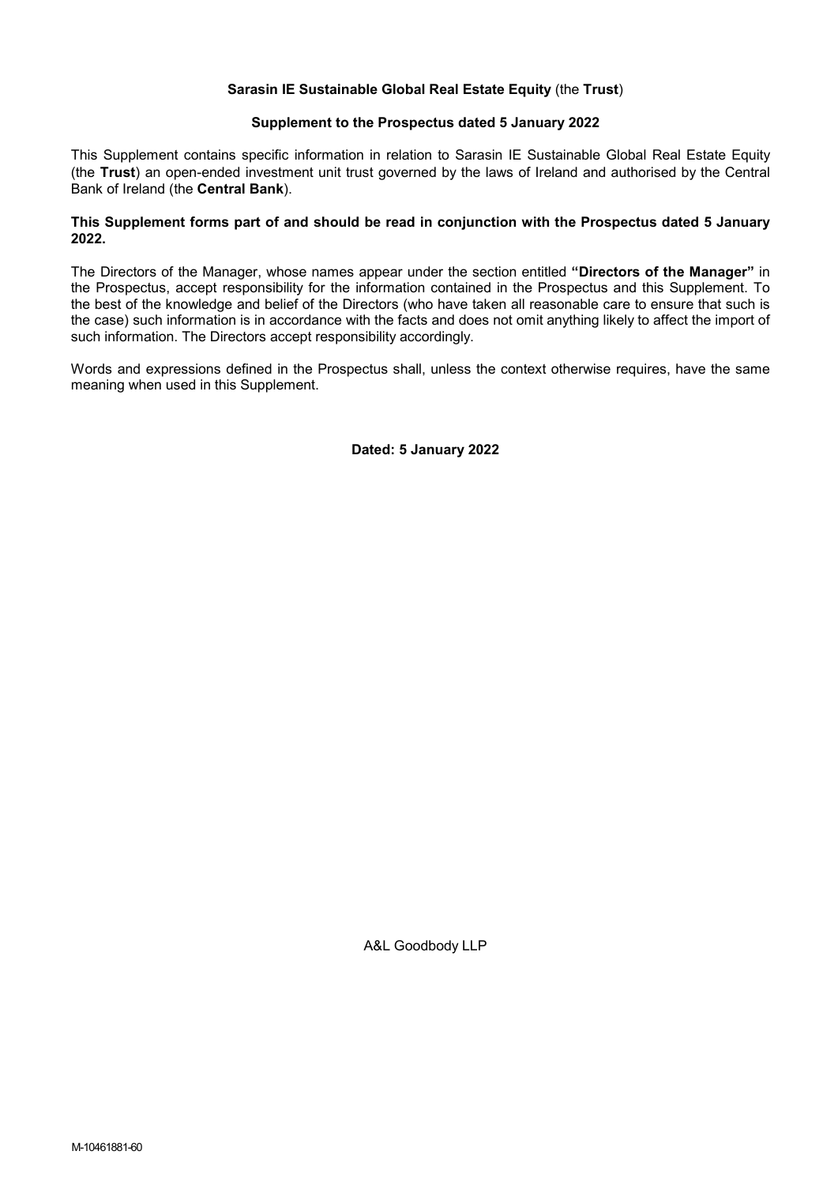**Sarasin IE Sustainable Global Real Estate Equity** (the **Trust**)

**Supplement to the Prospectus dated 5 January 2022**

This Supplement contains specific information in relation to Sarasin IE Sustainable Global Real Estate Equity (the **Trust**) an open-ended investment unit trust governed by the laws of Ireland and authorised by the Central Bank of Ireland (the **Central Bank**).

**This Supplement forms part of and should be read in conjunction with the Prospectus dated 5 January 2022.**

The Directors of the Manager, whose names appear under the section entitled **"Directors of the Manager"** in the Prospectus, accept responsibility for the information contained in the Prospectus and this Supplement. To the best of the knowledge and belief of the Directors (who have taken all reasonable care to ensure that such is the case) such information is in accordance with the facts and does not omit anything likely to affect the import of such information. The Directors accept responsibility accordingly.

Words and expressions defined in the Prospectus shall, unless the context otherwise requires, have the same meaning when used in this Supplement.

**Dated: 5 January 2022**

A&L Goodbody LLP

M-10461881-60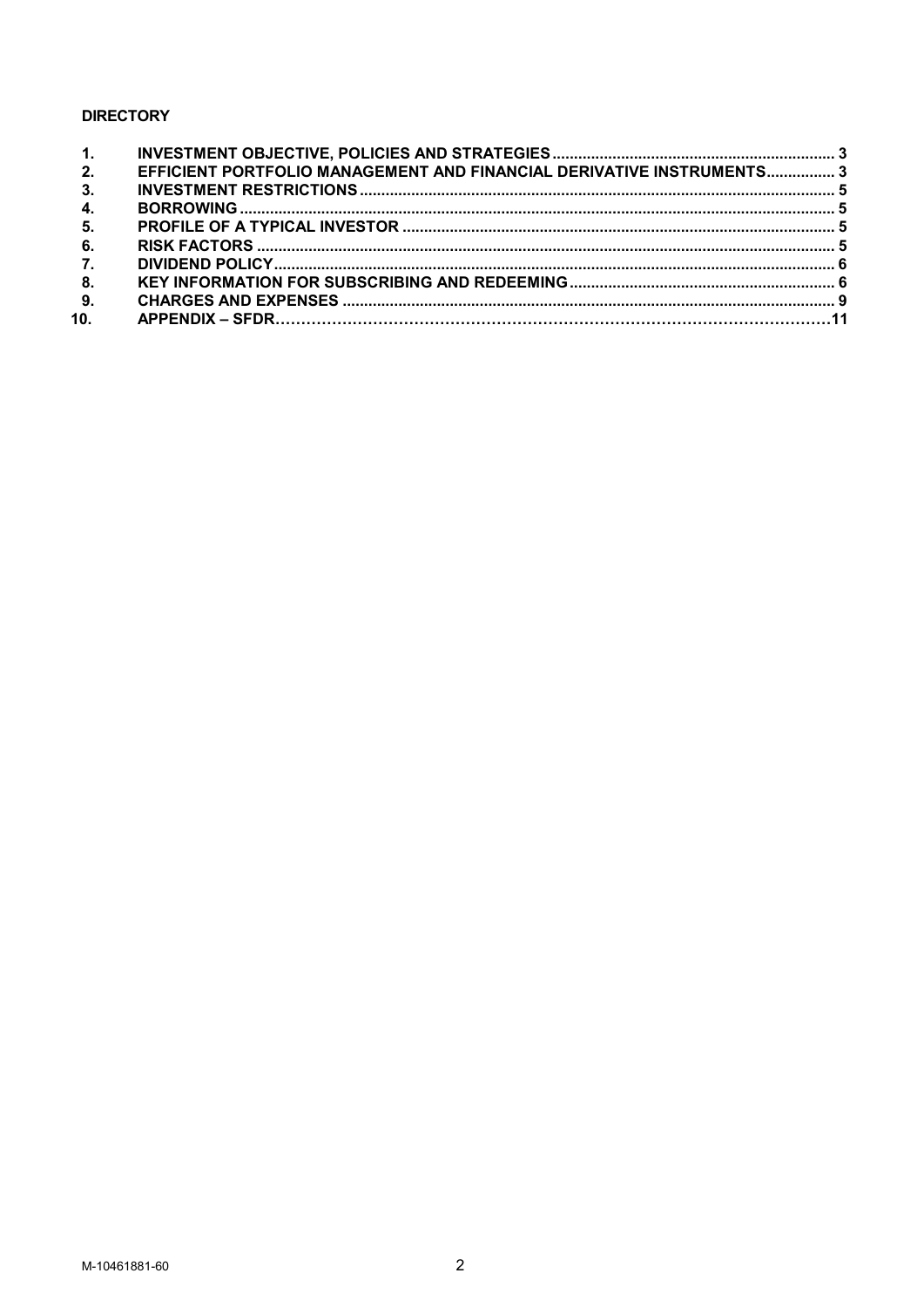**DIRECTORY**

| | | |
|---|---|---|
| 1. | INVESTMENT OBJECTIVE, POLICIES AND STRATEGIES | 3 |
| 2. | EFFICIENT PORTFOLIO MANAGEMENT AND FINANCIAL DERIVATIVE INSTRUMENTS | 3 |
| 3. | INVESTMENT RESTRICTIONS | 5 |
| 4. | BORROWING | 5 |
| 5. | PROFILE OF A TYPICAL INVESTOR | 5 |
| 6. | RISK FACTORS | 5 |
| 7. | DIVIDEND POLICY | 6 |
| 8. | KEY INFORMATION FOR SUBSCRIBING AND REDEEMING | 6 |
| 9. | CHARGES AND EXPENSES | 9 |
| 10. | APPENDIX – SFDR | 11 |

M-10461881-60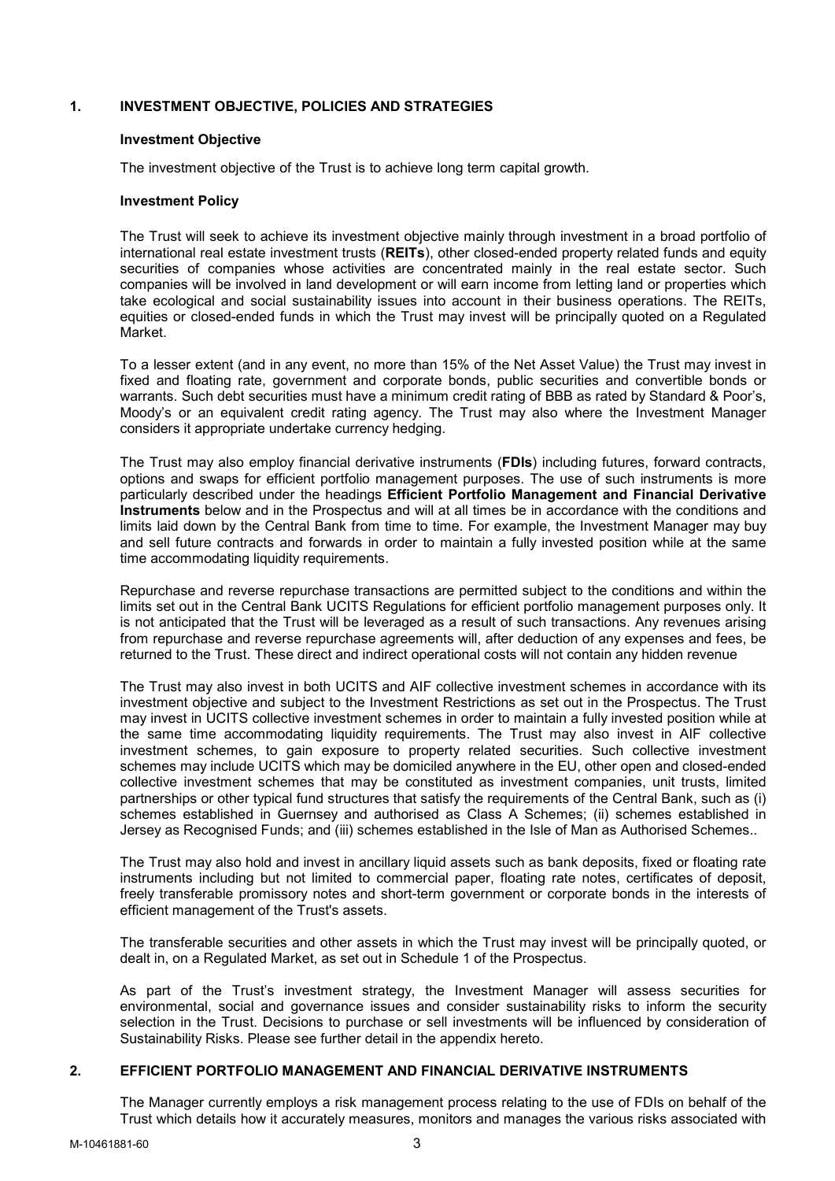## 1. INVESTMENT OBJECTIVE, POLICIES AND STRATEGIES

### Investment Objective

The investment objective of the Trust is to achieve long term capital growth.

### Investment Policy

The Trust will seek to achieve its investment objective mainly through investment in a broad portfolio of international real estate investment trusts (**REITs**), other closed-ended property related funds and equity securities of companies whose activities are concentrated mainly in the real estate sector. Such companies will be involved in land development or will earn income from letting land or properties which take ecological and social sustainability issues into account in their business operations. The REITs, equities or closed-ended funds in which the Trust may invest will be principally quoted on a Regulated Market.

To a lesser extent (and in any event, no more than 15% of the Net Asset Value) the Trust may invest in fixed and floating rate, government and corporate bonds, public securities and convertible bonds or warrants. Such debt securities must have a minimum credit rating of BBB as rated by Standard & Poor's, Moody's or an equivalent credit rating agency. The Trust may also where the Investment Manager considers it appropriate undertake currency hedging.

The Trust may also employ financial derivative instruments (**FDIs**) including futures, forward contracts, options and swaps for efficient portfolio management purposes. The use of such instruments is more particularly described under the headings **Efficient Portfolio Management and Financial Derivative Instruments** below and in the Prospectus and will at all times be in accordance with the conditions and limits laid down by the Central Bank from time to time. For example, the Investment Manager may buy and sell future contracts and forwards in order to maintain a fully invested position while at the same time accommodating liquidity requirements.

Repurchase and reverse repurchase transactions are permitted subject to the conditions and within the limits set out in the Central Bank UCITS Regulations for efficient portfolio management purposes only. It is not anticipated that the Trust will be leveraged as a result of such transactions. Any revenues arising from repurchase and reverse repurchase agreements will, after deduction of any expenses and fees, be returned to the Trust. These direct and indirect operational costs will not contain any hidden revenue

The Trust may also invest in both UCITS and AIF collective investment schemes in accordance with its investment objective and subject to the Investment Restrictions as set out in the Prospectus. The Trust may invest in UCITS collective investment schemes in order to maintain a fully invested position while at the same time accommodating liquidity requirements. The Trust may also invest in AIF collective investment schemes, to gain exposure to property related securities. Such collective investment schemes may include UCITS which may be domiciled anywhere in the EU, other open and closed-ended collective investment schemes that may be constituted as investment companies, unit trusts, limited partnerships or other typical fund structures that satisfy the requirements of the Central Bank, such as (i) schemes established in Guernsey and authorised as Class A Schemes; (ii) schemes established in Jersey as Recognised Funds; and (iii) schemes established in the Isle of Man as Authorised Schemes..

The Trust may also hold and invest in ancillary liquid assets such as bank deposits, fixed or floating rate instruments including but not limited to commercial paper, floating rate notes, certificates of deposit, freely transferable promissory notes and short-term government or corporate bonds in the interests of efficient management of the Trust's assets.

The transferable securities and other assets in which the Trust may invest will be principally quoted, or dealt in, on a Regulated Market, as set out in Schedule 1 of the Prospectus.

As part of the Trust's investment strategy, the Investment Manager will assess securities for environmental, social and governance issues and consider sustainability risks to inform the security selection in the Trust. Decisions to purchase or sell investments will be influenced by consideration of Sustainability Risks. Please see further detail in the appendix hereto.

## 2. EFFICIENT PORTFOLIO MANAGEMENT AND FINANCIAL DERIVATIVE INSTRUMENTS

The Manager currently employs a risk management process relating to the use of FDIs on behalf of the Trust which details how it accurately measures, monitors and manages the various risks associated with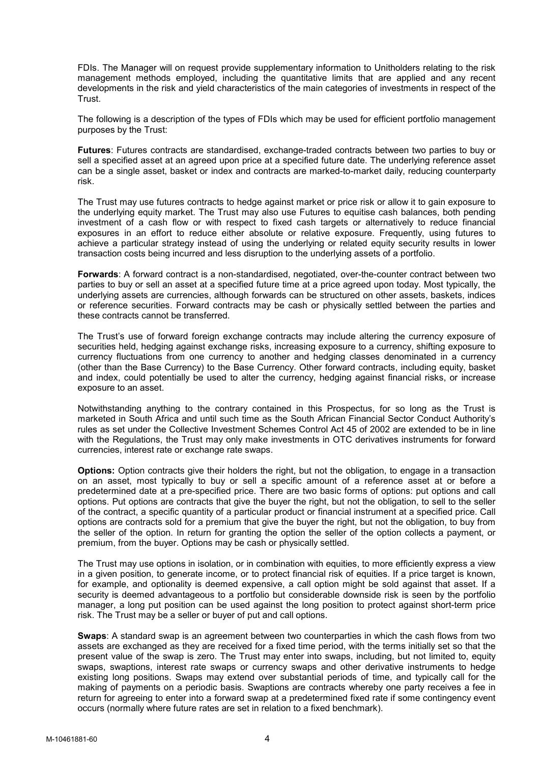FDIs. The Manager will on request provide supplementary information to Unitholders relating to the risk management methods employed, including the quantitative limits that are applied and any recent developments in the risk and yield characteristics of the main categories of investments in respect of the Trust.

The following is a description of the types of FDIs which may be used for efficient portfolio management purposes by the Trust:

**Futures**: Futures contracts are standardised, exchange-traded contracts between two parties to buy or sell a specified asset at an agreed upon price at a specified future date. The underlying reference asset can be a single asset, basket or index and contracts are marked-to-market daily, reducing counterparty risk.

The Trust may use futures contracts to hedge against market or price risk or allow it to gain exposure to the underlying equity market. The Trust may also use Futures to equitise cash balances, both pending investment of a cash flow or with respect to fixed cash targets or alternatively to reduce financial exposures in an effort to reduce either absolute or relative exposure. Frequently, using futures to achieve a particular strategy instead of using the underlying or related equity security results in lower transaction costs being incurred and less disruption to the underlying assets of a portfolio.

**Forwards**: A forward contract is a non-standardised, negotiated, over-the-counter contract between two parties to buy or sell an asset at a specified future time at a price agreed upon today. Most typically, the underlying assets are currencies, although forwards can be structured on other assets, baskets, indices or reference securities. Forward contracts may be cash or physically settled between the parties and these contracts cannot be transferred.

The Trust's use of forward foreign exchange contracts may include altering the currency exposure of securities held, hedging against exchange risks, increasing exposure to a currency, shifting exposure to currency fluctuations from one currency to another and hedging classes denominated in a currency (other than the Base Currency) to the Base Currency. Other forward contracts, including equity, basket and index, could potentially be used to alter the currency, hedging against financial risks, or increase exposure to an asset.

Notwithstanding anything to the contrary contained in this Prospectus, for so long as the Trust is marketed in South Africa and until such time as the South African Financial Sector Conduct Authority's rules as set under the Collective Investment Schemes Control Act 45 of 2002 are extended to be in line with the Regulations, the Trust may only make investments in OTC derivatives instruments for forward currencies, interest rate or exchange rate swaps.

**Options:** Option contracts give their holders the right, but not the obligation, to engage in a transaction on an asset, most typically to buy or sell a specific amount of a reference asset at or before a predetermined date at a pre-specified price. There are two basic forms of options: put options and call options. Put options are contracts that give the buyer the right, but not the obligation, to sell to the seller of the contract, a specific quantity of a particular product or financial instrument at a specified price. Call options are contracts sold for a premium that give the buyer the right, but not the obligation, to buy from the seller of the option. In return for granting the option the seller of the option collects a payment, or premium, from the buyer. Options may be cash or physically settled.

The Trust may use options in isolation, or in combination with equities, to more efficiently express a view in a given position, to generate income, or to protect financial risk of equities. If a price target is known, for example, and optionality is deemed expensive, a call option might be sold against that asset. If a security is deemed advantageous to a portfolio but considerable downside risk is seen by the portfolio manager, a long put position can be used against the long position to protect against short-term price risk. The Trust may be a seller or buyer of put and call options.

**Swaps**: A standard swap is an agreement between two counterparties in which the cash flows from two assets are exchanged as they are received for a fixed time period, with the terms initially set so that the present value of the swap is zero. The Trust may enter into swaps, including, but not limited to, equity swaps, swaptions, interest rate swaps or currency swaps and other derivative instruments to hedge existing long positions. Swaps may extend over substantial periods of time, and typically call for the making of payments on a periodic basis. Swaptions are contracts whereby one party receives a fee in return for agreeing to enter into a forward swap at a predetermined fixed rate if some contingency event occurs (normally where future rates are set in relation to a fixed benchmark).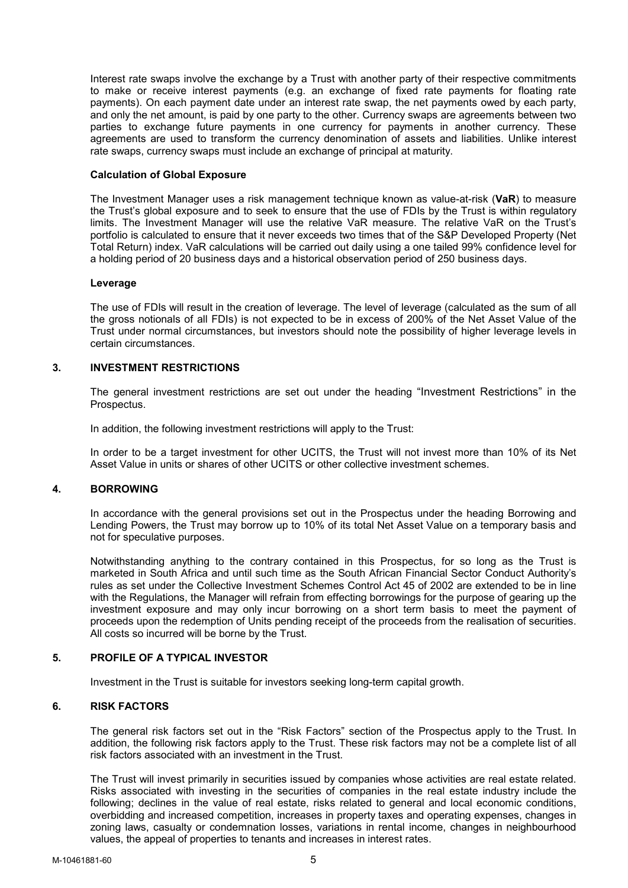Interest rate swaps involve the exchange by a Trust with another party of their respective commitments to make or receive interest payments (e.g. an exchange of fixed rate payments for floating rate payments). On each payment date under an interest rate swap, the net payments owed by each party, and only the net amount, is paid by one party to the other. Currency swaps are agreements between two parties to exchange future payments in one currency for payments in another currency. These agreements are used to transform the currency denomination of assets and liabilities. Unlike interest rate swaps, currency swaps must include an exchange of principal at maturity.

**Calculation of Global Exposure**

The Investment Manager uses a risk management technique known as value-at-risk (**VaR**) to measure the Trust's global exposure and to seek to ensure that the use of FDIs by the Trust is within regulatory limits. The Investment Manager will use the relative VaR measure. The relative VaR on the Trust's portfolio is calculated to ensure that it never exceeds two times that of the S&P Developed Property (Net Total Return) index. VaR calculations will be carried out daily using a one tailed 99% confidence level for a holding period of 20 business days and a historical observation period of 250 business days.

**Leverage**

The use of FDIs will result in the creation of leverage. The level of leverage (calculated as the sum of all the gross notionals of all FDIs) is not expected to be in excess of 200% of the Net Asset Value of the Trust under normal circumstances, but investors should note the possibility of higher leverage levels in certain circumstances.

## 3. INVESTMENT RESTRICTIONS

The general investment restrictions are set out under the heading "Investment Restrictions" in the Prospectus.

In addition, the following investment restrictions will apply to the Trust:

In order to be a target investment for other UCITS, the Trust will not invest more than 10% of its Net Asset Value in units or shares of other UCITS or other collective investment schemes.

## 4. BORROWING

In accordance with the general provisions set out in the Prospectus under the heading Borrowing and Lending Powers, the Trust may borrow up to 10% of its total Net Asset Value on a temporary basis and not for speculative purposes.

Notwithstanding anything to the contrary contained in this Prospectus, for so long as the Trust is marketed in South Africa and until such time as the South African Financial Sector Conduct Authority's rules as set under the Collective Investment Schemes Control Act 45 of 2002 are extended to be in line with the Regulations, the Manager will refrain from effecting borrowings for the purpose of gearing up the investment exposure and may only incur borrowing on a short term basis to meet the payment of proceeds upon the redemption of Units pending receipt of the proceeds from the realisation of securities. All costs so incurred will be borne by the Trust.

## 5. PROFILE OF A TYPICAL INVESTOR

Investment in the Trust is suitable for investors seeking long-term capital growth.

## 6. RISK FACTORS

The general risk factors set out in the "Risk Factors" section of the Prospectus apply to the Trust. In addition, the following risk factors apply to the Trust. These risk factors may not be a complete list of all risk factors associated with an investment in the Trust.

The Trust will invest primarily in securities issued by companies whose activities are real estate related. Risks associated with investing in the securities of companies in the real estate industry include the following; declines in the value of real estate, risks related to general and local economic conditions, overbidding and increased competition, increases in property taxes and operating expenses, changes in zoning laws, casualty or condemnation losses, variations in rental income, changes in neighbourhood values, the appeal of properties to tenants and increases in interest rates.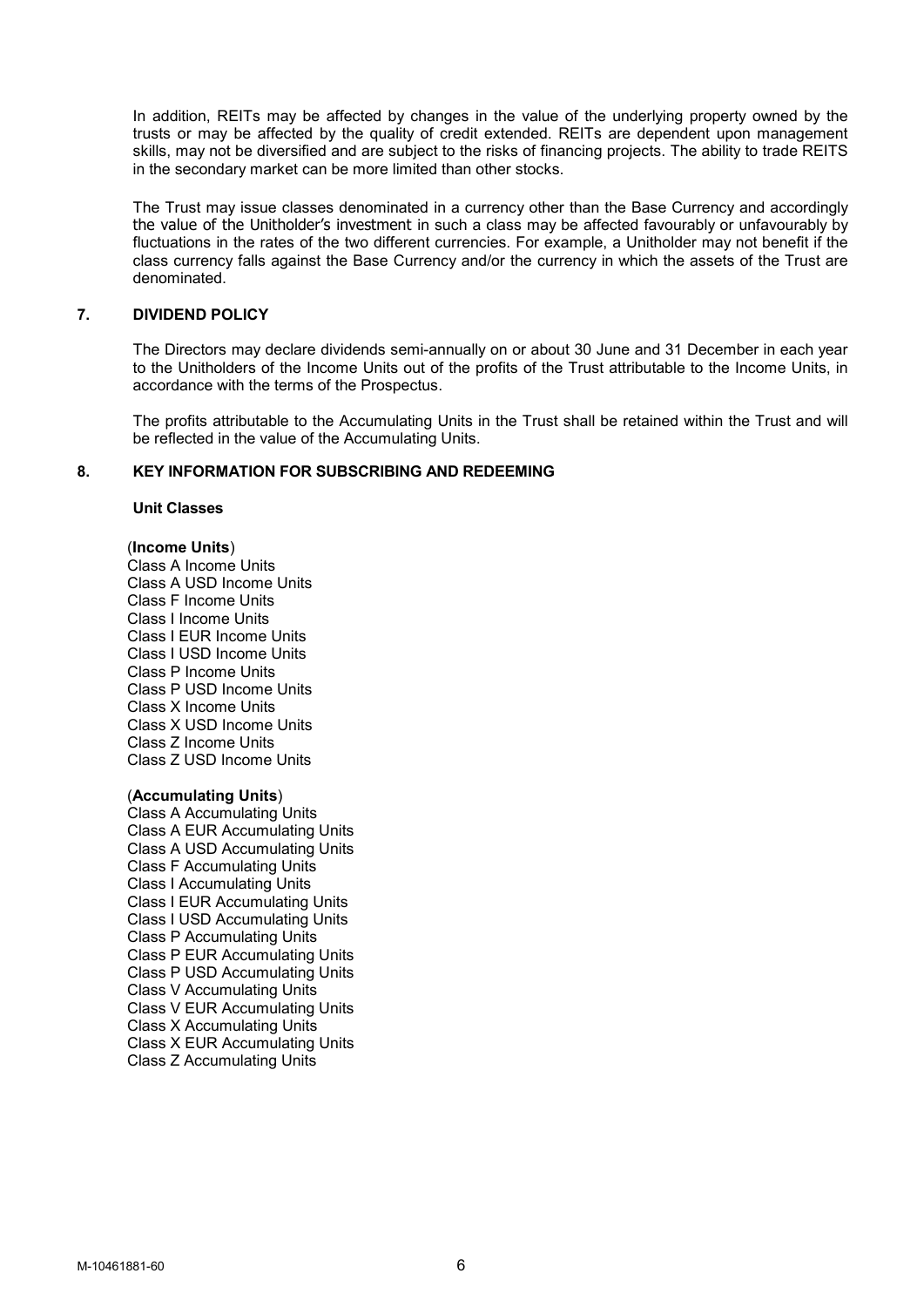In addition, REITs may be affected by changes in the value of the underlying property owned by the trusts or may be affected by the quality of credit extended. REITs are dependent upon management skills, may not be diversified and are subject to the risks of financing projects. The ability to trade REITS in the secondary market can be more limited than other stocks.

The Trust may issue classes denominated in a currency other than the Base Currency and accordingly the value of the Unitholder's investment in such a class may be affected favourably or unfavourably by fluctuations in the rates of the two different currencies. For example, a Unitholder may not benefit if the class currency falls against the Base Currency and/or the currency in which the assets of the Trust are denominated.

## 7. DIVIDEND POLICY

The Directors may declare dividends semi-annually on or about 30 June and 31 December in each year to the Unitholders of the Income Units out of the profits of the Trust attributable to the Income Units, in accordance with the terms of the Prospectus.

The profits attributable to the Accumulating Units in the Trust shall be retained within the Trust and will be reflected in the value of the Accumulating Units.

## 8. KEY INFORMATION FOR SUBSCRIBING AND REDEEMING

**Unit Classes**

(**Income Units**)
Class A Income Units
Class A USD Income Units
Class F Income Units
Class I Income Units
Class I EUR Income Units
Class I USD Income Units
Class P Income Units
Class P USD Income Units
Class X Income Units
Class X USD Income Units
Class Z Income Units
Class Z USD Income Units

(**Accumulating Units**)
Class A Accumulating Units
Class A EUR Accumulating Units
Class A USD Accumulating Units
Class F Accumulating Units
Class I Accumulating Units
Class I EUR Accumulating Units
Class I USD Accumulating Units
Class P Accumulating Units
Class P EUR Accumulating Units
Class P USD Accumulating Units
Class V Accumulating Units
Class V EUR Accumulating Units
Class X Accumulating Units
Class X EUR Accumulating Units
Class Z Accumulating Units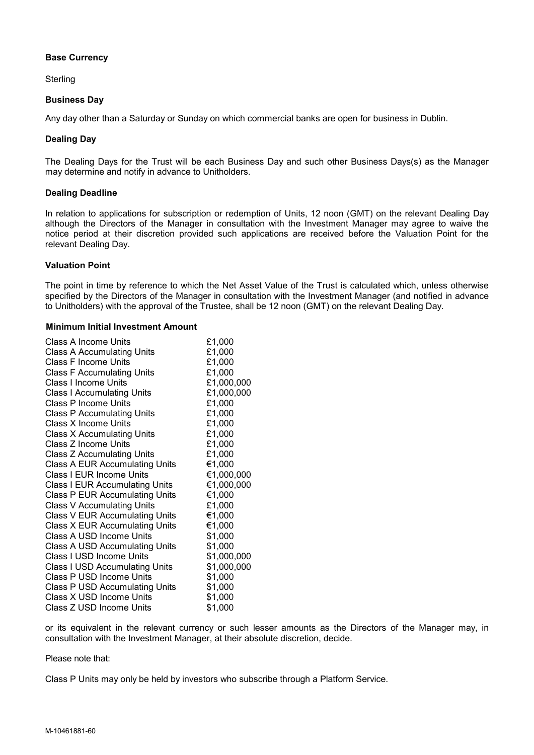### Base Currency

Sterling

### Business Day

Any day other than a Saturday or Sunday on which commercial banks are open for business in Dublin.

### Dealing Day

The Dealing Days for the Trust will be each Business Day and such other Business Days(s) as the Manager may determine and notify in advance to Unitholders.

### Dealing Deadline

In relation to applications for subscription or redemption of Units, 12 noon (GMT) on the relevant Dealing Day although the Directors of the Manager in consultation with the Investment Manager may agree to waive the notice period at their discretion provided such applications are received before the Valuation Point for the relevant Dealing Day.

### Valuation Point

The point in time by reference to which the Net Asset Value of the Trust is calculated which, unless otherwise specified by the Directors of the Manager in consultation with the Investment Manager (and notified in advance to Unitholders) with the approval of the Trustee, shall be 12 noon (GMT) on the relevant Dealing Day.

### Minimum Initial Investment Amount

| | |
|---|---|
| Class A Income Units | £1,000 |
| Class A Accumulating Units | £1,000 |
| Class F Income Units | £1,000 |
| Class F Accumulating Units | £1,000 |
| Class I Income Units | £1,000,000 |
| Class I Accumulating Units | £1,000,000 |
| Class P Income Units | £1,000 |
| Class P Accumulating Units | £1,000 |
| Class X Income Units | £1,000 |
| Class X Accumulating Units | £1,000 |
| Class Z Income Units | £1,000 |
| Class Z Accumulating Units | £1,000 |
| Class A EUR Accumulating Units | €1,000 |
| Class I EUR Income Units | €1,000,000 |
| Class I EUR Accumulating Units | €1,000,000 |
| Class P EUR Accumulating Units | €1,000 |
| Class V Accumulating Units | £1,000 |
| Class V EUR Accumulating Units | €1,000 |
| Class X EUR Accumulating Units | €1,000 |
| Class A USD Income Units | $1,000 |
| Class A USD Accumulating Units | $1,000 |
| Class I USD Income Units | $1,000,000 |
| Class I USD Accumulating Units | $1,000,000 |
| Class P USD Income Units | $1,000 |
| Class P USD Accumulating Units | $1,000 |
| Class X USD Income Units | $1,000 |
| Class Z USD Income Units | $1,000 |

or its equivalent in the relevant currency or such lesser amounts as the Directors of the Manager may, in consultation with the Investment Manager, at their absolute discretion, decide.

Please note that:

Class P Units may only be held by investors who subscribe through a Platform Service.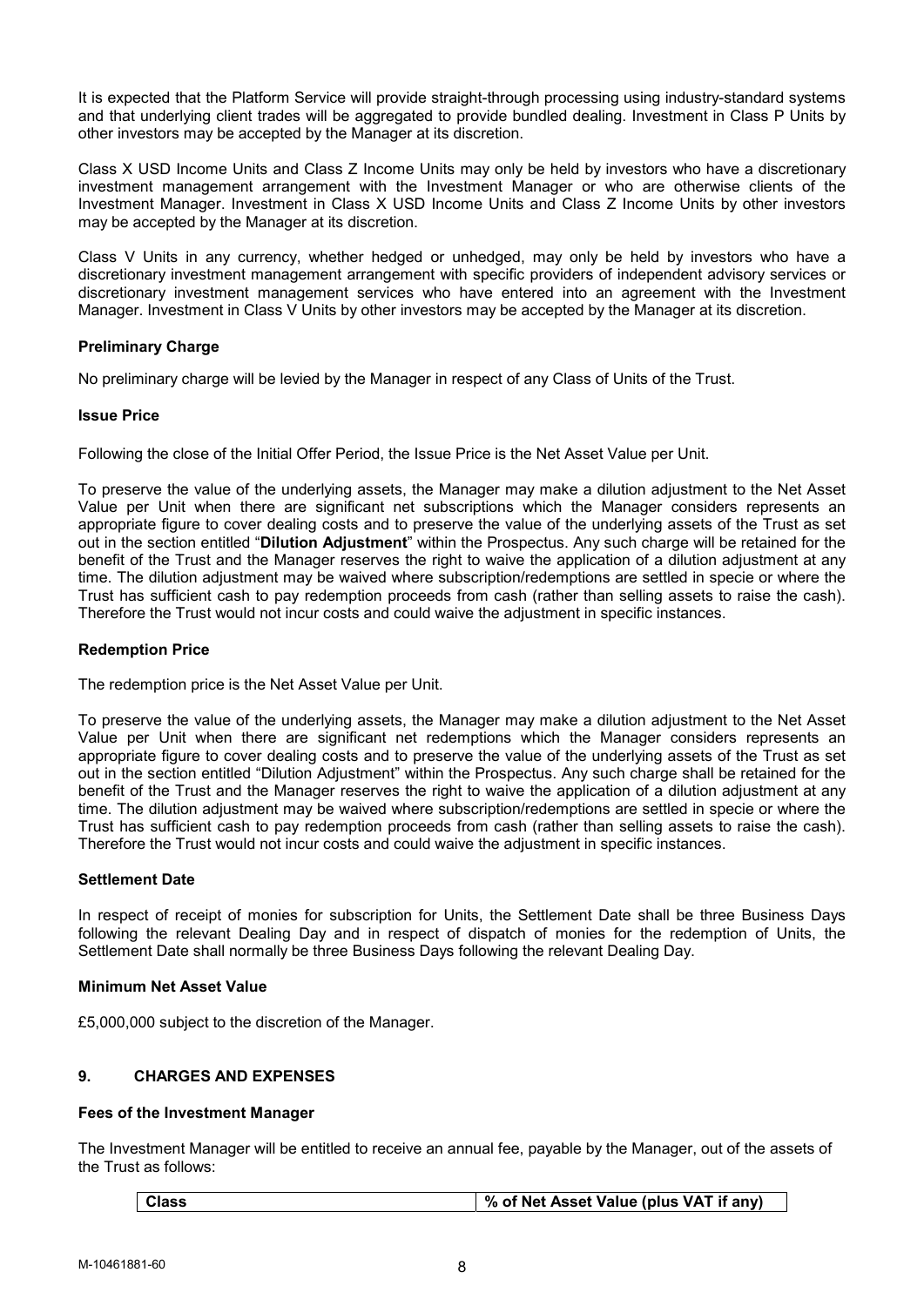It is expected that the Platform Service will provide straight-through processing using industry-standard systems and that underlying client trades will be aggregated to provide bundled dealing. Investment in Class P Units by other investors may be accepted by the Manager at its discretion.

Class X USD Income Units and Class Z Income Units may only be held by investors who have a discretionary investment management arrangement with the Investment Manager or who are otherwise clients of the Investment Manager. Investment in Class X USD Income Units and Class Z Income Units by other investors may be accepted by the Manager at its discretion.

Class V Units in any currency, whether hedged or unhedged, may only be held by investors who have a discretionary investment management arrangement with specific providers of independent advisory services or discretionary investment management services who have entered into an agreement with the Investment Manager. Investment in Class V Units by other investors may be accepted by the Manager at its discretion.

**Preliminary Charge**

No preliminary charge will be levied by the Manager in respect of any Class of Units of the Trust.

**Issue Price**

Following the close of the Initial Offer Period, the Issue Price is the Net Asset Value per Unit.

To preserve the value of the underlying assets, the Manager may make a dilution adjustment to the Net Asset Value per Unit when there are significant net subscriptions which the Manager considers represents an appropriate figure to cover dealing costs and to preserve the value of the underlying assets of the Trust as set out in the section entitled "**Dilution Adjustment**" within the Prospectus. Any such charge will be retained for the benefit of the Trust and the Manager reserves the right to waive the application of a dilution adjustment at any time. The dilution adjustment may be waived where subscription/redemptions are settled in specie or where the Trust has sufficient cash to pay redemption proceeds from cash (rather than selling assets to raise the cash). Therefore the Trust would not incur costs and could waive the adjustment in specific instances.

**Redemption Price**

The redemption price is the Net Asset Value per Unit.

To preserve the value of the underlying assets, the Manager may make a dilution adjustment to the Net Asset Value per Unit when there are significant net redemptions which the Manager considers represents an appropriate figure to cover dealing costs and to preserve the value of the underlying assets of the Trust as set out in the section entitled "Dilution Adjustment" within the Prospectus. Any such charge shall be retained for the benefit of the Trust and the Manager reserves the right to waive the application of a dilution adjustment at any time. The dilution adjustment may be waived where subscription/redemptions are settled in specie or where the Trust has sufficient cash to pay redemption proceeds from cash (rather than selling assets to raise the cash). Therefore the Trust would not incur costs and could waive the adjustment in specific instances.

**Settlement Date**

In respect of receipt of monies for subscription for Units, the Settlement Date shall be three Business Days following the relevant Dealing Day and in respect of dispatch of monies for the redemption of Units, the Settlement Date shall normally be three Business Days following the relevant Dealing Day.

**Minimum Net Asset Value**

£5,000,000 subject to the discretion of the Manager.

## 9. CHARGES AND EXPENSES

**Fees of the Investment Manager**

The Investment Manager will be entitled to receive an annual fee, payable by the Manager, out of the assets of the Trust as follows:

| Class | % of Net Asset Value (plus VAT if any) |
|---|---|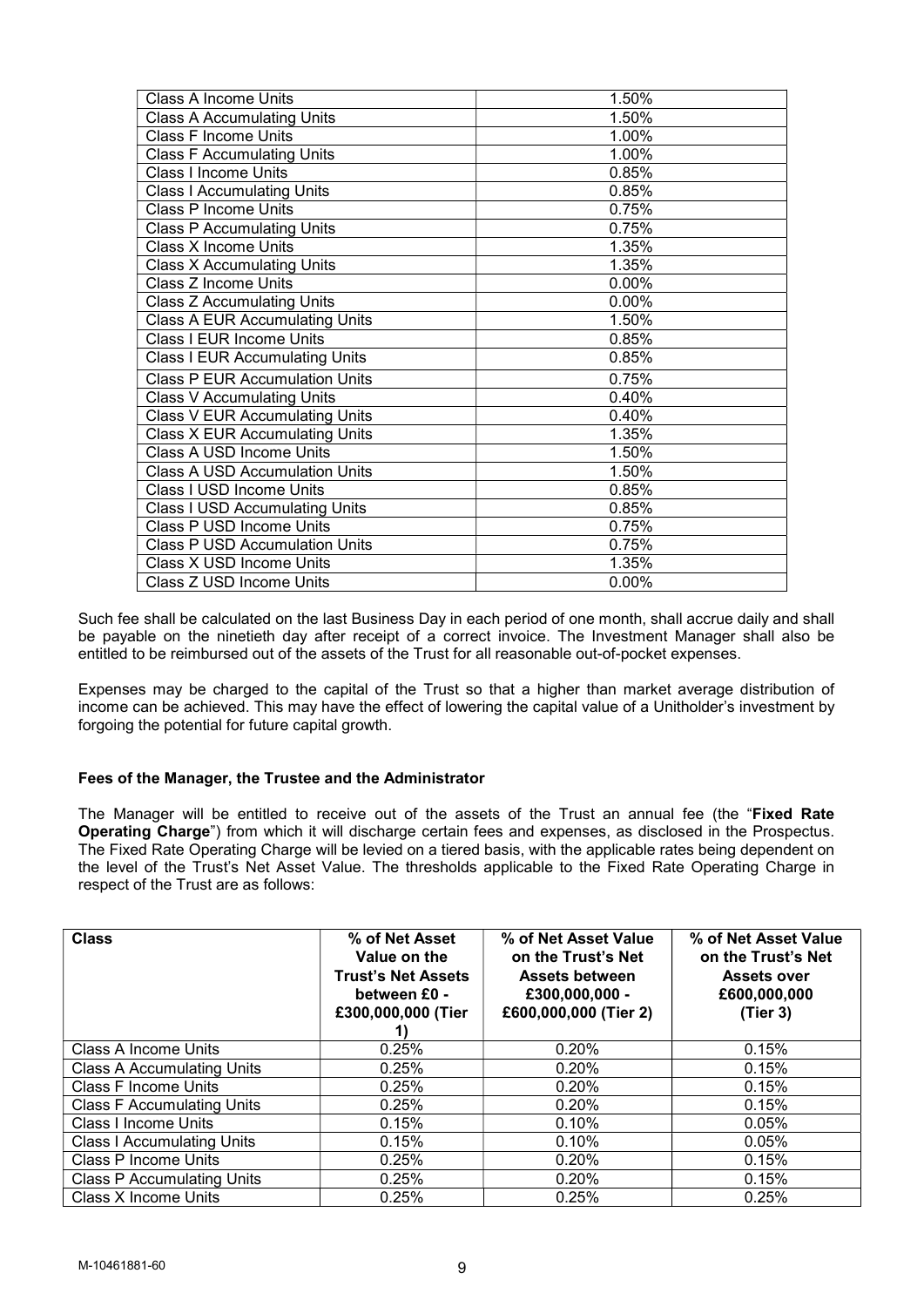| | |
|---|---|
| Class A Income Units | 1.50% |
| Class A Accumulating Units | 1.50% |
| Class F Income Units | 1.00% |
| Class F Accumulating Units | 1.00% |
| Class I Income Units | 0.85% |
| Class I Accumulating Units | 0.85% |
| Class P Income Units | 0.75% |
| Class P Accumulating Units | 0.75% |
| Class X Income Units | 1.35% |
| Class X Accumulating Units | 1.35% |
| Class Z Income Units | 0.00% |
| Class Z Accumulating Units | 0.00% |
| Class A EUR Accumulating Units | 1.50% |
| Class I EUR Income Units | 0.85% |
| Class I EUR Accumulating Units | 0.85% |
| Class P EUR Accumulation Units | 0.75% |
| Class V Accumulating Units | 0.40% |
| Class V EUR Accumulating Units | 0.40% |
| Class X EUR Accumulating Units | 1.35% |
| Class A USD Income Units | 1.50% |
| Class A USD Accumulation Units | 1.50% |
| Class I USD Income Units | 0.85% |
| Class I USD Accumulating Units | 0.85% |
| Class P USD Income Units | 0.75% |
| Class P USD Accumulation Units | 0.75% |
| Class X USD Income Units | 1.35% |
| Class Z USD Income Units | 0.00% |

Such fee shall be calculated on the last Business Day in each period of one month, shall accrue daily and shall be payable on the ninetieth day after receipt of a correct invoice. The Investment Manager shall also be entitled to be reimbursed out of the assets of the Trust for all reasonable out-of-pocket expenses.

Expenses may be charged to the capital of the Trust so that a higher than market average distribution of income can be achieved. This may have the effect of lowering the capital value of a Unitholder's investment by forgoing the potential for future capital growth.

**Fees of the Manager, the Trustee and the Administrator**

The Manager will be entitled to receive out of the assets of the Trust an annual fee (the "**Fixed Rate Operating Charge**") from which it will discharge certain fees and expenses, as disclosed in the Prospectus. The Fixed Rate Operating Charge will be levied on a tiered basis, with the applicable rates being dependent on the level of the Trust's Net Asset Value. The thresholds applicable to the Fixed Rate Operating Charge in respect of the Trust are as follows:

| Class | % of Net Asset Value on the Trust's Net Assets between £0 - £300,000,000 (Tier 1) | % of Net Asset Value on the Trust's Net Assets between £300,000,000 - £600,000,000 (Tier 2) | % of Net Asset Value on the Trust's Net Assets over £600,000,000 (Tier 3) |
|---|---|---|---|
| Class A Income Units | 0.25% | 0.20% | 0.15% |
| Class A Accumulating Units | 0.25% | 0.20% | 0.15% |
| Class F Income Units | 0.25% | 0.20% | 0.15% |
| Class F Accumulating Units | 0.25% | 0.20% | 0.15% |
| Class I Income Units | 0.15% | 0.10% | 0.05% |
| Class I Accumulating Units | 0.15% | 0.10% | 0.05% |
| Class P Income Units | 0.25% | 0.20% | 0.15% |
| Class P Accumulating Units | 0.25% | 0.20% | 0.15% |
| Class X Income Units | 0.25% | 0.25% | 0.25% |

M-10461881-60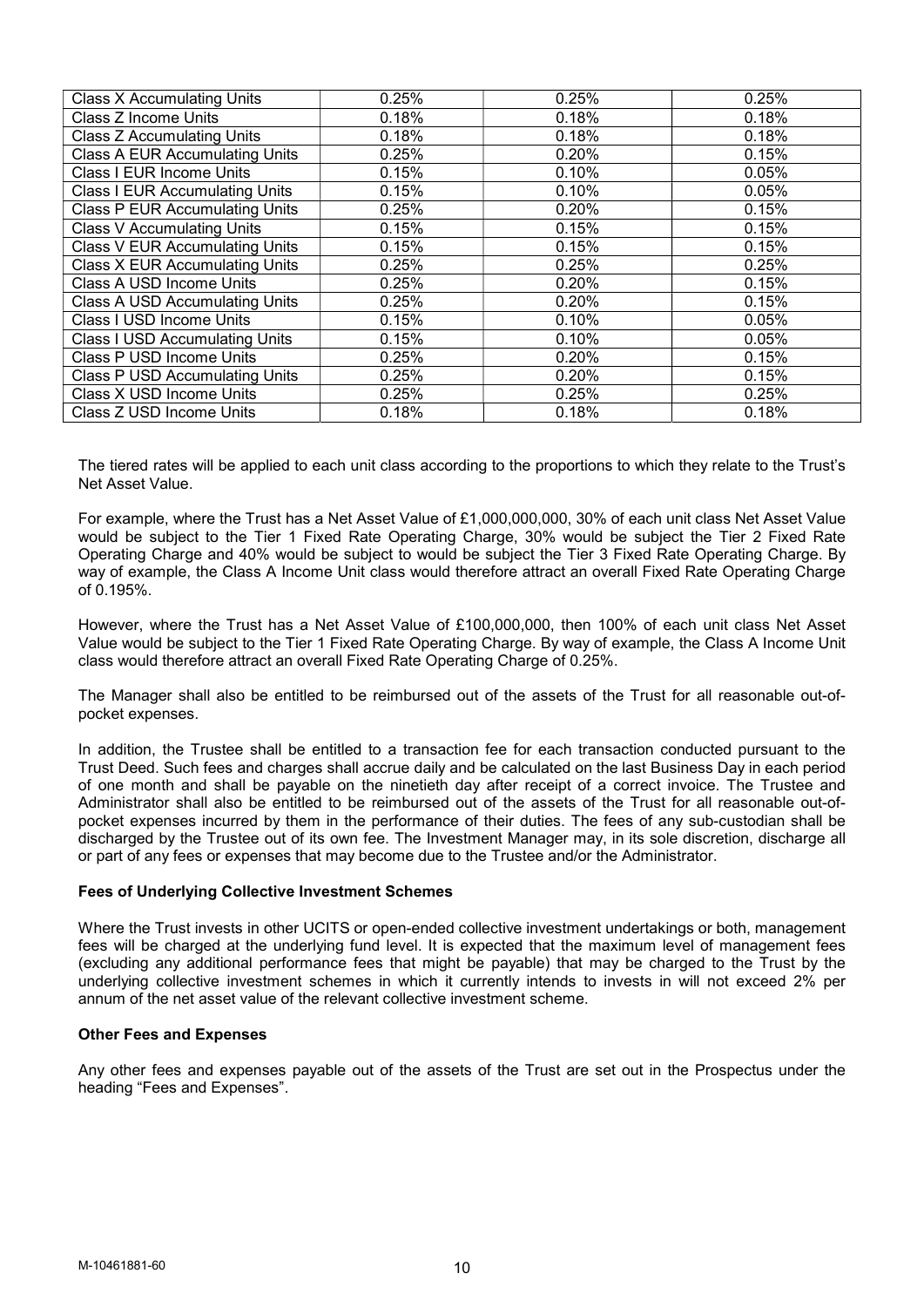| Class X Accumulating Units | 0.25% | 0.25% | 0.25% |
|---|---|---|---|
| Class Z Income Units | 0.18% | 0.18% | 0.18% |
| Class Z Accumulating Units | 0.18% | 0.18% | 0.18% |
| Class A EUR Accumulating Units | 0.25% | 0.20% | 0.15% |
| Class I EUR Income Units | 0.15% | 0.10% | 0.05% |
| Class I EUR Accumulating Units | 0.15% | 0.10% | 0.05% |
| Class P EUR Accumulating Units | 0.25% | 0.20% | 0.15% |
| Class V Accumulating Units | 0.15% | 0.15% | 0.15% |
| Class V EUR Accumulating Units | 0.15% | 0.15% | 0.15% |
| Class X EUR Accumulating Units | 0.25% | 0.25% | 0.25% |
| Class A USD Income Units | 0.25% | 0.20% | 0.15% |
| Class A USD Accumulating Units | 0.25% | 0.20% | 0.15% |
| Class I USD Income Units | 0.15% | 0.10% | 0.05% |
| Class I USD Accumulating Units | 0.15% | 0.10% | 0.05% |
| Class P USD Income Units | 0.25% | 0.20% | 0.15% |
| Class P USD Accumulating Units | 0.25% | 0.20% | 0.15% |
| Class X USD Income Units | 0.25% | 0.25% | 0.25% |
| Class Z USD Income Units | 0.18% | 0.18% | 0.18% |

The tiered rates will be applied to each unit class according to the proportions to which they relate to the Trust's Net Asset Value.

For example, where the Trust has a Net Asset Value of £1,000,000,000, 30% of each unit class Net Asset Value would be subject to the Tier 1 Fixed Rate Operating Charge, 30% would be subject the Tier 2 Fixed Rate Operating Charge and 40% would be subject to would be subject the Tier 3 Fixed Rate Operating Charge. By way of example, the Class A Income Unit class would therefore attract an overall Fixed Rate Operating Charge of 0.195%.

However, where the Trust has a Net Asset Value of £100,000,000, then 100% of each unit class Net Asset Value would be subject to the Tier 1 Fixed Rate Operating Charge. By way of example, the Class A Income Unit class would therefore attract an overall Fixed Rate Operating Charge of 0.25%.

The Manager shall also be entitled to be reimbursed out of the assets of the Trust for all reasonable out-of-pocket expenses.

In addition, the Trustee shall be entitled to a transaction fee for each transaction conducted pursuant to the Trust Deed. Such fees and charges shall accrue daily and be calculated on the last Business Day in each period of one month and shall be payable on the ninetieth day after receipt of a correct invoice. The Trustee and Administrator shall also be entitled to be reimbursed out of the assets of the Trust for all reasonable out-of-pocket expenses incurred by them in the performance of their duties. The fees of any sub-custodian shall be discharged by the Trustee out of its own fee. The Investment Manager may, in its sole discretion, discharge all or part of any fees or expenses that may become due to the Trustee and/or the Administrator.

**Fees of Underlying Collective Investment Schemes**

Where the Trust invests in other UCITS or open-ended collective investment undertakings or both, management fees will be charged at the underlying fund level. It is expected that the maximum level of management fees (excluding any additional performance fees that might be payable) that may be charged to the Trust by the underlying collective investment schemes in which it currently intends to invests in will not exceed 2% per annum of the net asset value of the relevant collective investment scheme.

**Other Fees and Expenses**

Any other fees and expenses payable out of the assets of the Trust are set out in the Prospectus under the heading "Fees and Expenses".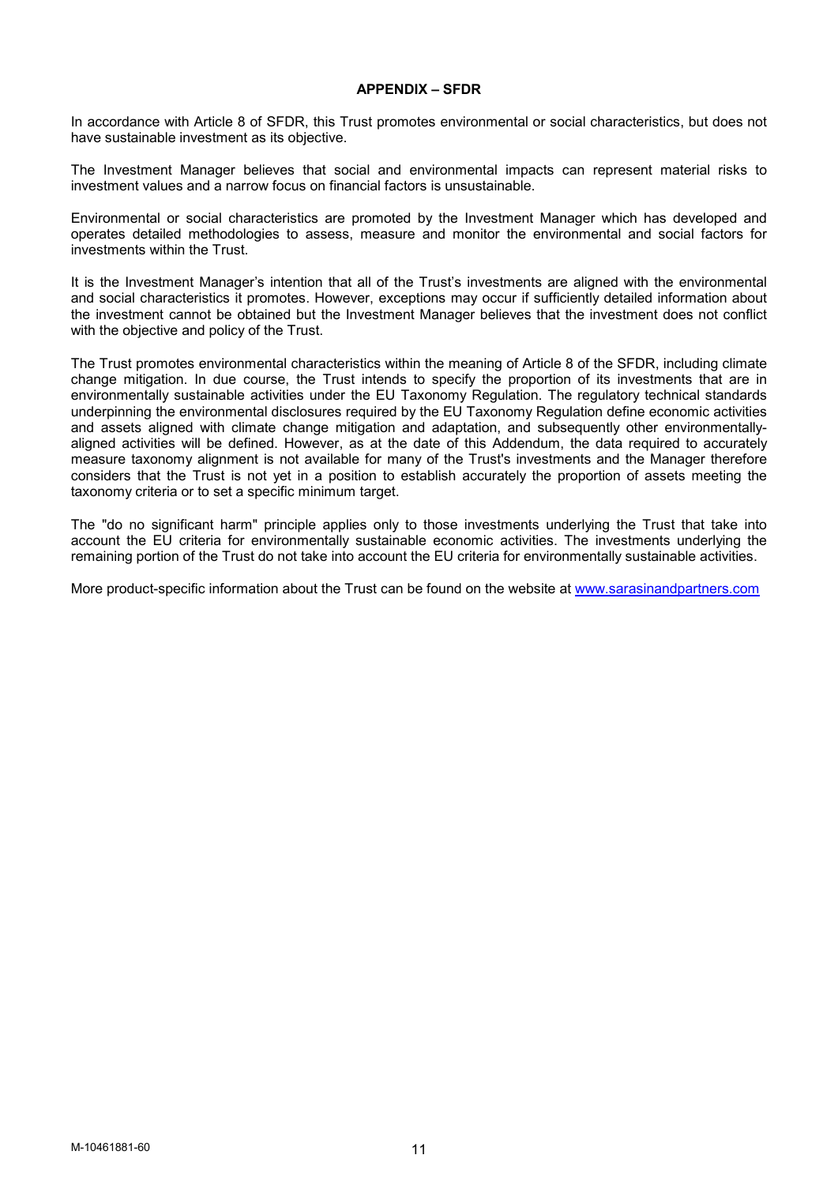## APPENDIX – SFDR

In accordance with Article 8 of SFDR, this Trust promotes environmental or social characteristics, but does not have sustainable investment as its objective.

The Investment Manager believes that social and environmental impacts can represent material risks to investment values and a narrow focus on financial factors is unsustainable.

Environmental or social characteristics are promoted by the Investment Manager which has developed and operates detailed methodologies to assess, measure and monitor the environmental and social factors for investments within the Trust.

It is the Investment Manager's intention that all of the Trust's investments are aligned with the environmental and social characteristics it promotes. However, exceptions may occur if sufficiently detailed information about the investment cannot be obtained but the Investment Manager believes that the investment does not conflict with the objective and policy of the Trust.

The Trust promotes environmental characteristics within the meaning of Article 8 of the SFDR, including climate change mitigation. In due course, the Trust intends to specify the proportion of its investments that are in environmentally sustainable activities under the EU Taxonomy Regulation. The regulatory technical standards underpinning the environmental disclosures required by the EU Taxonomy Regulation define economic activities and assets aligned with climate change mitigation and adaptation, and subsequently other environmentally-aligned activities will be defined. However, as at the date of this Addendum, the data required to accurately measure taxonomy alignment is not available for many of the Trust's investments and the Manager therefore considers that the Trust is not yet in a position to establish accurately the proportion of assets meeting the taxonomy criteria or to set a specific minimum target.

The "do no significant harm" principle applies only to those investments underlying the Trust that take into account the EU criteria for environmentally sustainable economic activities. The investments underlying the remaining portion of the Trust do not take into account the EU criteria for environmentally sustainable activities.

More product-specific information about the Trust can be found on the website at [www.sarasinandpartners.com](http://www.sarasinandpartners.com)